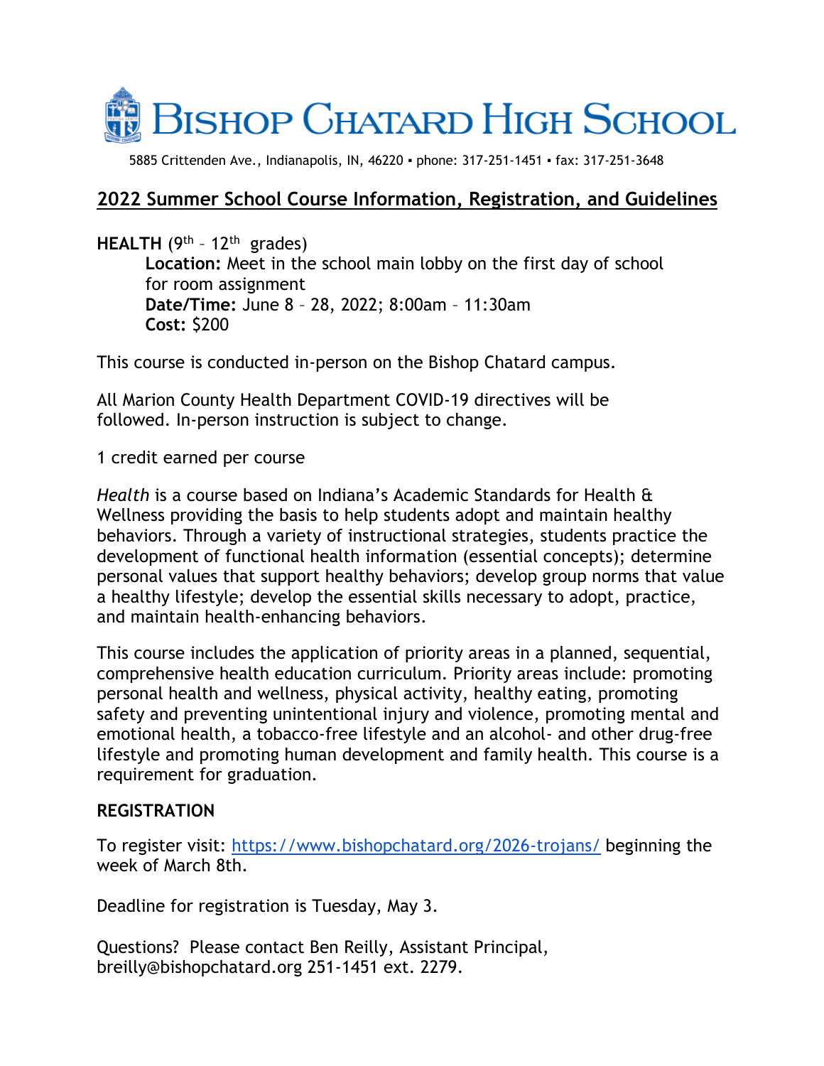# Bishop Chatard High School

5885 Crittenden Ave., Indianapolis, IN, 46220 ▪ phone: 317-251-1451 ▪ fax: 317-251-3648

## 2022 Summer School Course Information, Registration, and Guidelines

**HEALTH** (9th – 12th grades)

**Location:** Meet in the school main lobby on the first day of school for room assignment
**Date/Time:** June 8 – 28, 2022; 8:00am – 11:30am
**Cost:** $200

This course is conducted in-person on the Bishop Chatard campus.

All Marion County Health Department COVID-19 directives will be followed. In-person instruction is subject to change.

1 credit earned per course

*Health* is a course based on Indiana's Academic Standards for Health & Wellness providing the basis to help students adopt and maintain healthy behaviors. Through a variety of instructional strategies, students practice the development of functional health information (essential concepts); determine personal values that support healthy behaviors; develop group norms that value a healthy lifestyle; develop the essential skills necessary to adopt, practice, and maintain health-enhancing behaviors.

This course includes the application of priority areas in a planned, sequential, comprehensive health education curriculum. Priority areas include: promoting personal health and wellness, physical activity, healthy eating, promoting safety and preventing unintentional injury and violence, promoting mental and emotional health, a tobacco-free lifestyle and an alcohol- and other drug-free lifestyle and promoting human development and family health. This course is a requirement for graduation.

**REGISTRATION**

To register visit: https://www.bishopchatard.org/2026-trojans/ beginning the week of March 8th.

Deadline for registration is Tuesday, May 3.

Questions? Please contact Ben Reilly, Assistant Principal, breilly@bishopchatard.org 251-1451 ext. 2279.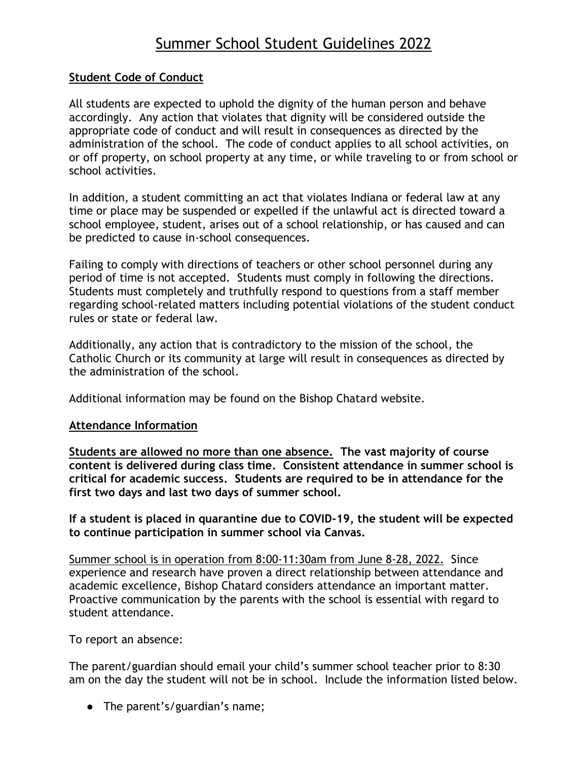# Summer School Student Guidelines 2022

**Student Code of Conduct**

All students are expected to uphold the dignity of the human person and behave accordingly. Any action that violates that dignity will be considered outside the appropriate code of conduct and will result in consequences as directed by the administration of the school. The code of conduct applies to all school activities, on or off property, on school property at any time, or while traveling to or from school or school activities.

In addition, a student committing an act that violates Indiana or federal law at any time or place may be suspended or expelled if the unlawful act is directed toward a school employee, student, arises out of a school relationship, or has caused and can be predicted to cause in-school consequences.

Failing to comply with directions of teachers or other school personnel during any period of time is not accepted. Students must comply in following the directions. Students must completely and truthfully respond to questions from a staff member regarding school-related matters including potential violations of the student conduct rules or state or federal law.

Additionally, any action that is contradictory to the mission of the school, the Catholic Church or its community at large will result in consequences as directed by the administration of the school.

Additional information may be found on the Bishop Chatard website.

**Attendance Information**

**Students are allowed no more than one absence. The vast majority of course content is delivered during class time. Consistent attendance in summer school is critical for academic success. Students are required to be in attendance for the first two days and last two days of summer school.**

**If a student is placed in quarantine due to COVID-19, the student will be expected to continue participation in summer school via Canvas.**

Summer school is in operation from 8:00-11:30am from June 8-28, 2022. Since experience and research have proven a direct relationship between attendance and academic excellence, Bishop Chatard considers attendance an important matter. Proactive communication by the parents with the school is essential with regard to student attendance.

To report an absence:

The parent/guardian should email your child's summer school teacher prior to 8:30 am on the day the student will not be in school. Include the information listed below.

- The parent's/guardian's name;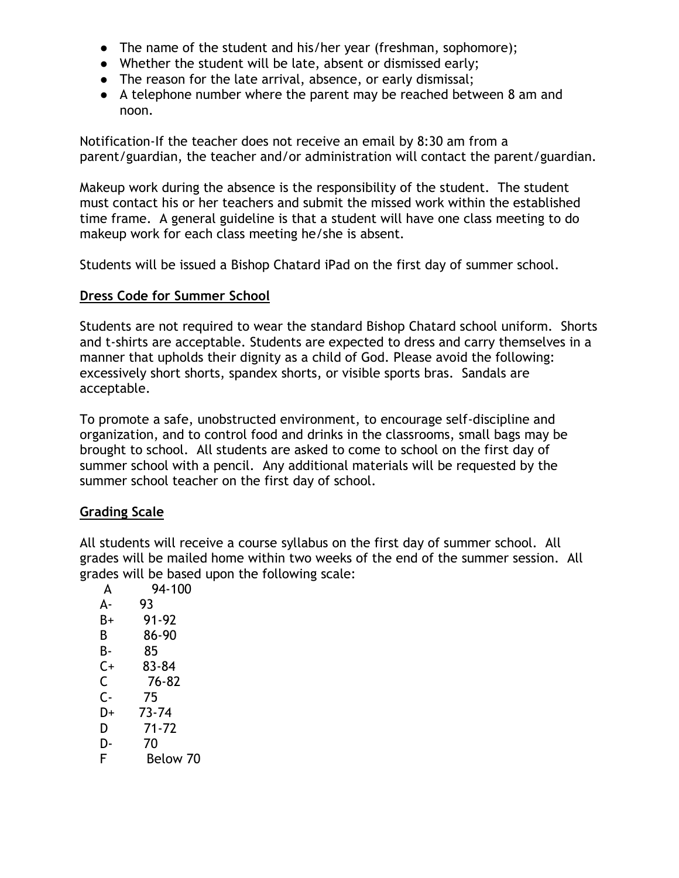- The name of the student and his/her year (freshman, sophomore);
- Whether the student will be late, absent or dismissed early;
- The reason for the late arrival, absence, or early dismissal;
- A telephone number where the parent may be reached between 8 am and noon.

Notification-If the teacher does not receive an email by 8:30 am from a parent/guardian, the teacher and/or administration will contact the parent/guardian.

Makeup work during the absence is the responsibility of the student. The student must contact his or her teachers and submit the missed work within the established time frame. A general guideline is that a student will have one class meeting to do makeup work for each class meeting he/she is absent.

Students will be issued a Bishop Chatard iPad on the first day of summer school.

## Dress Code for Summer School

Students are not required to wear the standard Bishop Chatard school uniform. Shorts and t-shirts are acceptable. Students are expected to dress and carry themselves in a manner that upholds their dignity as a child of God. Please avoid the following: excessively short shorts, spandex shorts, or visible sports bras. Sandals are acceptable.

To promote a safe, unobstructed environment, to encourage self-discipline and organization, and to control food and drinks in the classrooms, small bags may be brought to school. All students are asked to come to school on the first day of summer school with a pencil. Any additional materials will be requested by the summer school teacher on the first day of school.

## Grading Scale

All students will receive a course syllabus on the first day of summer school. All grades will be mailed home within two weeks of the end of the summer session. All grades will be based upon the following scale:

| | |
|---|---|
| A | 94-100 |
| A- | 93 |
| B+ | 91-92 |
| B | 86-90 |
| B- | 85 |
| C+ | 83-84 |
| C | 76-82 |
| C- | 75 |
| D+ | 73-74 |
| D | 71-72 |
| D- | 70 |
| F | Below 70 |